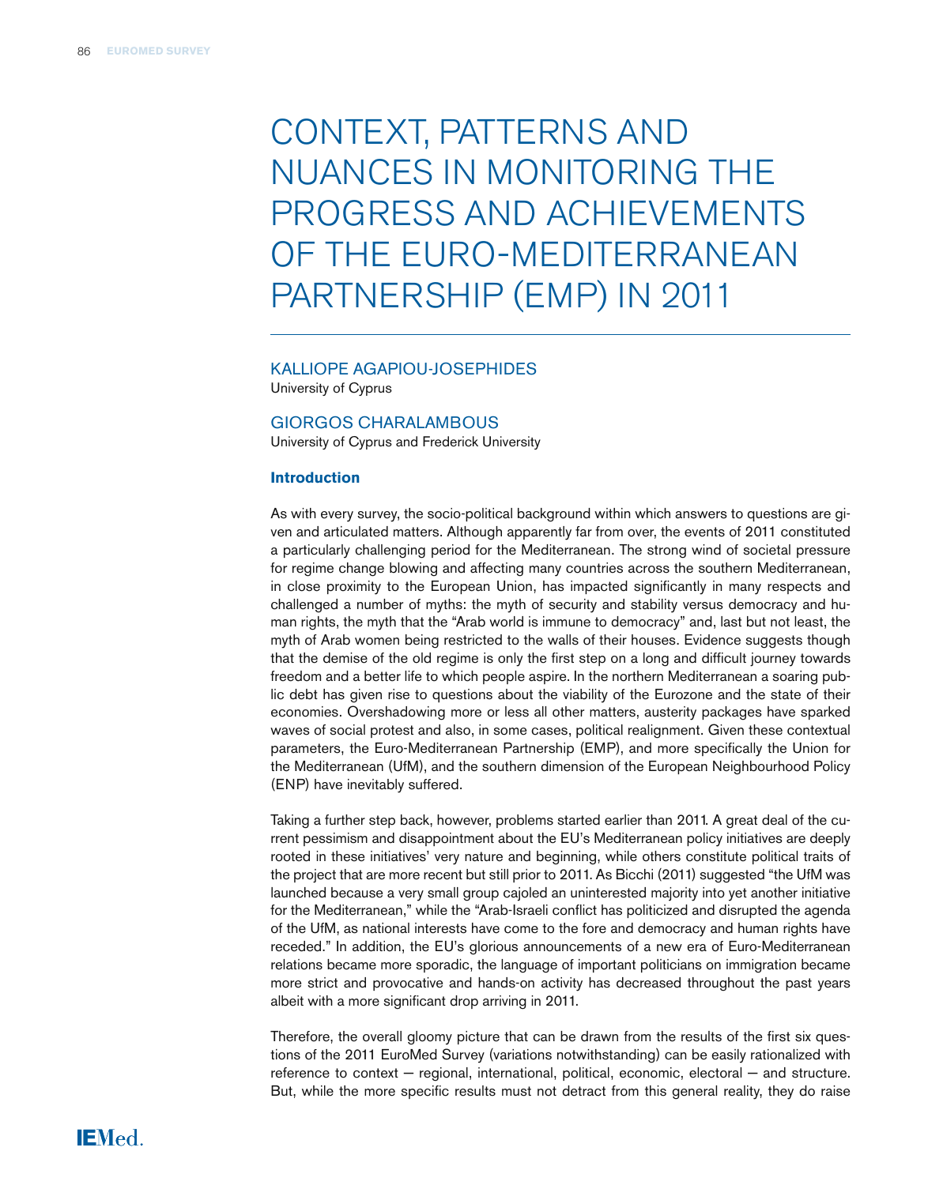# CONTEXT, PATTERNS AND NUANCES IN MONITORING THE PROGRESS AND ACHIEVEMENTS OF THE EURO-MEDITERRANEAN PARTNERSHIP (EMP) IN 2011

KALLIOPE AGAPIOU-JOSEPHIDES
University of Cyprus

GIORGOS CHARALAMBOUS
University of Cyprus and Frederick University

### Introduction

As with every survey, the socio-political background within which answers to questions are given and articulated matters. Although apparently far from over, the events of 2011 constituted a particularly challenging period for the Mediterranean. The strong wind of societal pressure for regime change blowing and affecting many countries across the southern Mediterranean, in close proximity to the European Union, has impacted significantly in many respects and challenged a number of myths: the myth of security and stability versus democracy and human rights, the myth that the "Arab world is immune to democracy" and, last but not least, the myth of Arab women being restricted to the walls of their houses. Evidence suggests though that the demise of the old regime is only the first step on a long and difficult journey towards freedom and a better life to which people aspire. In the northern Mediterranean a soaring public debt has given rise to questions about the viability of the Eurozone and the state of their economies. Overshadowing more or less all other matters, austerity packages have sparked waves of social protest and also, in some cases, political realignment. Given these contextual parameters, the Euro-Mediterranean Partnership (EMP), and more specifically the Union for the Mediterranean (UfM), and the southern dimension of the European Neighbourhood Policy (ENP) have inevitably suffered.

Taking a further step back, however, problems started earlier than 2011. A great deal of the current pessimism and disappointment about the EU's Mediterranean policy initiatives are deeply rooted in these initiatives' very nature and beginning, while others constitute political traits of the project that are more recent but still prior to 2011. As Bicchi (2011) suggested "the UfM was launched because a very small group cajoled an uninterested majority into yet another initiative for the Mediterranean," while the "Arab-Israeli conflict has politicized and disrupted the agenda of the UfM, as national interests have come to the fore and democracy and human rights have receded." In addition, the EU's glorious announcements of a new era of Euro-Mediterranean relations became more sporadic, the language of important politicians on immigration became more strict and provocative and hands-on activity has decreased throughout the past years albeit with a more significant drop arriving in 2011.

Therefore, the overall gloomy picture that can be drawn from the results of the first six questions of the 2011 EuroMed Survey (variations notwithstanding) can be easily rationalized with reference to context — regional, international, political, economic, electoral — and structure. But, while the more specific results must not detract from this general reality, they do raise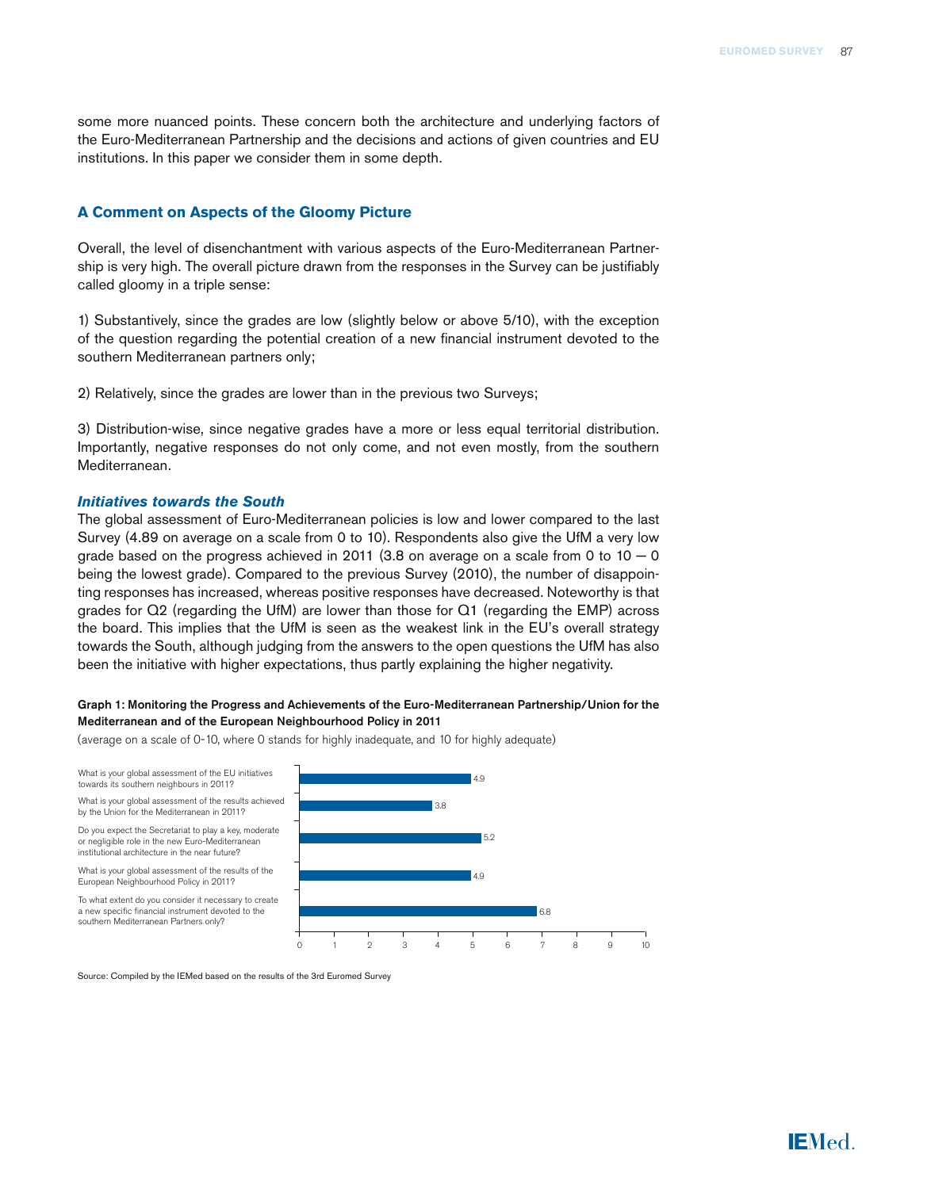some more nuanced points. These concern both the architecture and underlying factors of the Euro-Mediterranean Partnership and the decisions and actions of given countries and EU institutions. In this paper we consider them in some depth.

## A Comment on Aspects of the Gloomy Picture

Overall, the level of disenchantment with various aspects of the Euro-Mediterranean Partnership is very high. The overall picture drawn from the responses in the Survey can be justifiably called gloomy in a triple sense:

1) Substantively, since the grades are low (slightly below or above 5/10), with the exception of the question regarding the potential creation of a new financial instrument devoted to the southern Mediterranean partners only;

2) Relatively, since the grades are lower than in the previous two Surveys;

3) Distribution-wise, since negative grades have a more or less equal territorial distribution. Importantly, negative responses do not only come, and not even mostly, from the southern Mediterranean.

### *Initiatives towards the South*

The global assessment of Euro-Mediterranean policies is low and lower compared to the last Survey (4.89 on average on a scale from 0 to 10). Respondents also give the UfM a very low grade based on the progress achieved in 2011 (3.8 on average on a scale from 0 to 10 — 0 being the lowest grade). Compared to the previous Survey (2010), the number of disappointing responses has increased, whereas positive responses have decreased. Noteworthy is that grades for Q2 (regarding the UfM) are lower than those for Q1 (regarding the EMP) across the board. This implies that the UfM is seen as the weakest link in the EU's overall strategy towards the South, although judging from the answers to the open questions the UfM has also been the initiative with higher expectations, thus partly explaining the higher negativity.

**Graph 1: Monitoring the Progress and Achievements of the Euro-Mediterranean Partnership/Union for the Mediterranean and of the European Neighbourhood Policy in 2011**

(average on a scale of 0-10, where 0 stands for highly inadequate, and 10 for highly adequate)

| Question | Average |
|---|---|
| What is your global assessment of the EU initiatives towards its southern neighbours in 2011? | 4.9 |
| What is your global assessment of the results achieved by the Union for the Mediterranean in 2011? | 3.8 |
| Do you expect the Secretariat to play a key, moderate or negligible role in the new Euro-Mediterranean institutional architecture in the near future? | 5.2 |
| What is your global assessment of the results of the European Neighbourhood Policy in 2011? | 4.9 |
| To what extent do you consider it necessary to create a new specific financial instrument devoted to the southern Mediterranean Partners only? | 6.8 |

Source: Compiled by the IEMed based on the results of the 3rd Euromed Survey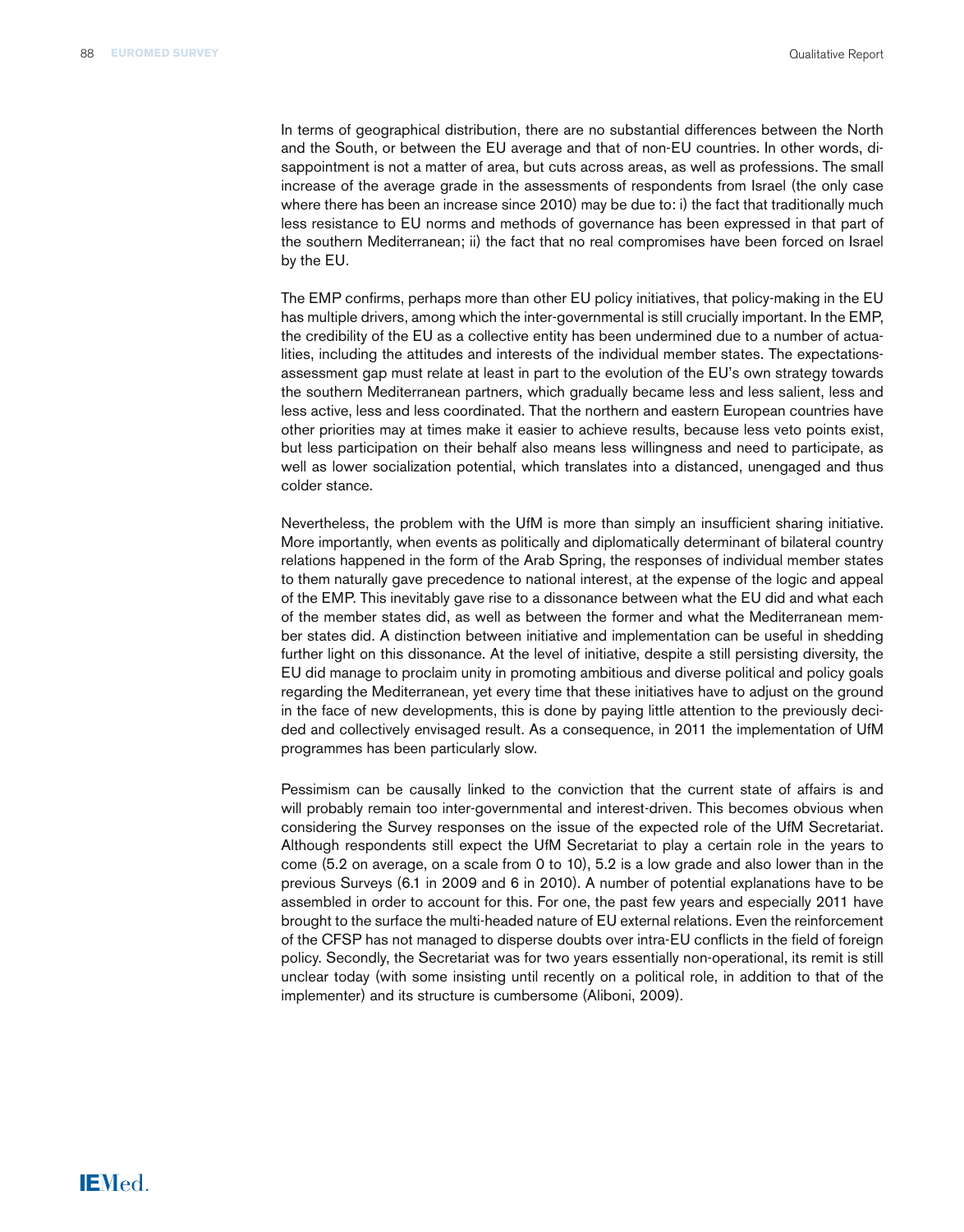In terms of geographical distribution, there are no substantial differences between the North and the South, or between the EU average and that of non-EU countries. In other words, disappointment is not a matter of area, but cuts across areas, as well as professions. The small increase of the average grade in the assessments of respondents from Israel (the only case where there has been an increase since 2010) may be due to: i) the fact that traditionally much less resistance to EU norms and methods of governance has been expressed in that part of the southern Mediterranean; ii) the fact that no real compromises have been forced on Israel by the EU.

The EMP confirms, perhaps more than other EU policy initiatives, that policy-making in the EU has multiple drivers, among which the inter-governmental is still crucially important. In the EMP, the credibility of the EU as a collective entity has been undermined due to a number of actualities, including the attitudes and interests of the individual member states. The expectations-assessment gap must relate at least in part to the evolution of the EU's own strategy towards the southern Mediterranean partners, which gradually became less and less salient, less and less active, less and less coordinated. That the northern and eastern European countries have other priorities may at times make it easier to achieve results, because less veto points exist, but less participation on their behalf also means less willingness and need to participate, as well as lower socialization potential, which translates into a distanced, unengaged and thus colder stance.

Nevertheless, the problem with the UfM is more than simply an insufficient sharing initiative. More importantly, when events as politically and diplomatically determinant of bilateral country relations happened in the form of the Arab Spring, the responses of individual member states to them naturally gave precedence to national interest, at the expense of the logic and appeal of the EMP. This inevitably gave rise to a dissonance between what the EU did and what each of the member states did, as well as between the former and what the Mediterranean member states did. A distinction between initiative and implementation can be useful in shedding further light on this dissonance. At the level of initiative, despite a still persisting diversity, the EU did manage to proclaim unity in promoting ambitious and diverse political and policy goals regarding the Mediterranean, yet every time that these initiatives have to adjust on the ground in the face of new developments, this is done by paying little attention to the previously decided and collectively envisaged result. As a consequence, in 2011 the implementation of UfM programmes has been particularly slow.

Pessimism can be causally linked to the conviction that the current state of affairs is and will probably remain too inter-governmental and interest-driven. This becomes obvious when considering the Survey responses on the issue of the expected role of the UfM Secretariat. Although respondents still expect the UfM Secretariat to play a certain role in the years to come (5.2 on average, on a scale from 0 to 10), 5.2 is a low grade and also lower than in the previous Surveys (6.1 in 2009 and 6 in 2010). A number of potential explanations have to be assembled in order to account for this. For one, the past few years and especially 2011 have brought to the surface the multi-headed nature of EU external relations. Even the reinforcement of the CFSP has not managed to disperse doubts over intra-EU conflicts in the field of foreign policy. Secondly, the Secretariat was for two years essentially non-operational, its remit is still unclear today (with some insisting until recently on a political role, in addition to that of the implementer) and its structure is cumbersome (Aliboni, 2009).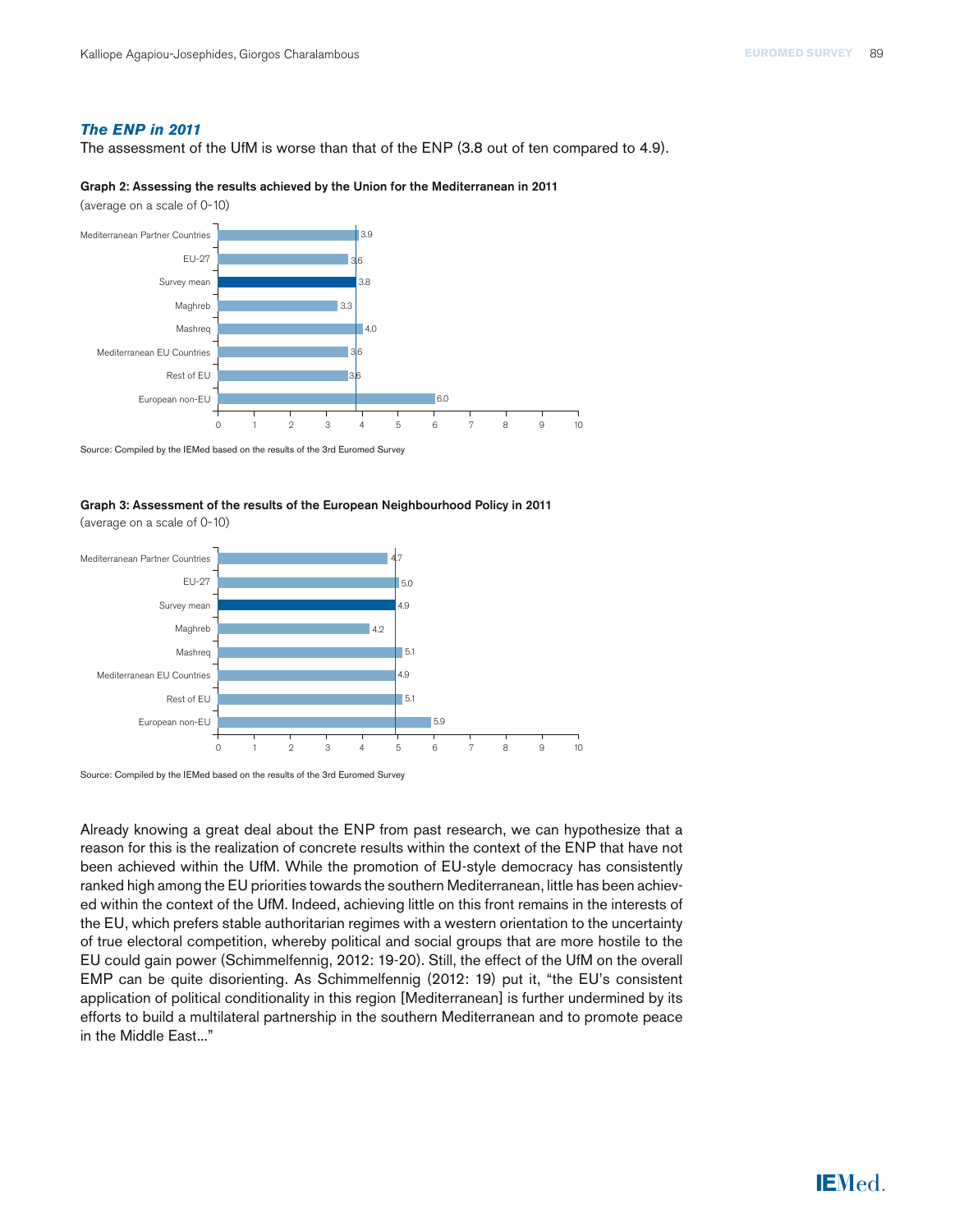### *The ENP in 2011*

The assessment of the UfM is worse than that of the ENP (3.8 out of ten compared to 4.9).

**Graph 2: Assessing the results achieved by the Union for the Mediterranean in 2011**

(average on a scale of 0-10)

| | Average |
|---|---|
| Mediterranean Partner Countries | 3.9 |
| EU-27 | 3.6 |
| Survey mean | 3.8 |
| Maghreb | 3.3 |
| Mashreq | 4.0 |
| Mediterranean EU Countries | 3.6 |
| Rest of EU | 3.6 |
| European non-EU | 6.0 |

Source: Compiled by the IEMed based on the results of the 3rd Euromed Survey

**Graph 3: Assessment of the results of the European Neighbourhood Policy in 2011**

(average on a scale of 0-10)

| | Average |
|---|---|
| Mediterranean Partner Countries | 4.7 |
| EU-27 | 5.0 |
| Survey mean | 4.9 |
| Maghreb | 4.2 |
| Mashreq | 5.1 |
| Mediterranean EU Countries | 4.9 |
| Rest of EU | 5.1 |
| European non-EU | 5.9 |

Source: Compiled by the IEMed based on the results of the 3rd Euromed Survey

Already knowing a great deal about the ENP from past research, we can hypothesize that a reason for this is the realization of concrete results within the context of the ENP that have not been achieved within the UfM. While the promotion of EU-style democracy has consistently ranked high among the EU priorities towards the southern Mediterranean, little has been achieved within the context of the UfM. Indeed, achieving little on this front remains in the interests of the EU, which prefers stable authoritarian regimes with a western orientation to the uncertainty of true electoral competition, whereby political and social groups that are more hostile to the EU could gain power (Schimmelfennig, 2012: 19-20). Still, the effect of the UfM on the overall EMP can be quite disorienting. As Schimmelfennig (2012: 19) put it, "the EU's consistent application of political conditionality in this region [Mediterranean] is further undermined by its efforts to build a multilateral partnership in the southern Mediterranean and to promote peace in the Middle East..."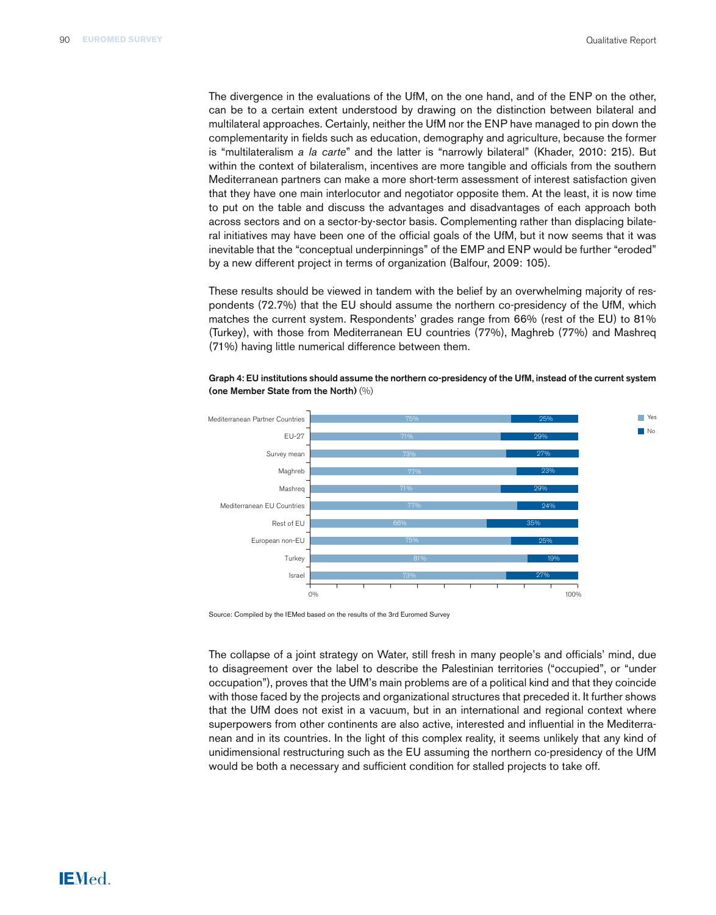The divergence in the evaluations of the UfM, on the one hand, and of the ENP on the other, can be to a certain extent understood by drawing on the distinction between bilateral and multilateral approaches. Certainly, neither the UfM nor the ENP have managed to pin down the complementarity in fields such as education, demography and agriculture, because the former is "multilateralism *a la carte*" and the latter is "narrowly bilateral" (Khader, 2010: 215). But within the context of bilateralism, incentives are more tangible and officials from the southern Mediterranean partners can make a more short-term assessment of interest satisfaction given that they have one main interlocutor and negotiator opposite them. At the least, it is now time to put on the table and discuss the advantages and disadvantages of each approach both across sectors and on a sector-by-sector basis. Complementing rather than displacing bilateral initiatives may have been one of the official goals of the UfM, but it now seems that it was inevitable that the "conceptual underpinnings" of the EMP and ENP would be further "eroded" by a new different project in terms of organization (Balfour, 2009: 105).

These results should be viewed in tandem with the belief by an overwhelming majority of respondents (72.7%) that the EU should assume the northern co-presidency of the UfM, which matches the current system. Respondents' grades range from 66% (rest of the EU) to 81% (Turkey), with those from Mediterranean EU countries (77%), Maghreb (77%) and Mashreq (71%) having little numerical difference between them.

**Graph 4: EU institutions should assume the northern co-presidency of the UfM, instead of the current system (one Member State from the North)** (%)

| | Yes | No |
|---|---|---|
| Mediterranean Partner Countries | 75% | 25% |
| EU-27 | 71% | 29% |
| Survey mean | 73% | 27% |
| Maghreb | 77% | 23% |
| Mashreq | 71% | 29% |
| Mediterranean EU Countries | 77% | 24% |
| Rest of EU | 66% | 35% |
| European non-EU | 75% | 25% |
| Turkey | 81% | 19% |
| Israel | 73% | 27% |

Source: Compiled by the IEMed based on the results of the 3rd Euromed Survey

The collapse of a joint strategy on Water, still fresh in many people's and officials' mind, due to disagreement over the label to describe the Palestinian territories ("occupied", or "under occupation"), proves that the UfM's main problems are of a political kind and that they coincide with those faced by the projects and organizational structures that preceded it. It further shows that the UfM does not exist in a vacuum, but in an international and regional context where superpowers from other continents are also active, interested and influential in the Mediterranean and in its countries. In the light of this complex reality, it seems unlikely that any kind of unidimensional restructuring such as the EU assuming the northern co-presidency of the UfM would be both a necessary and sufficient condition for stalled projects to take off.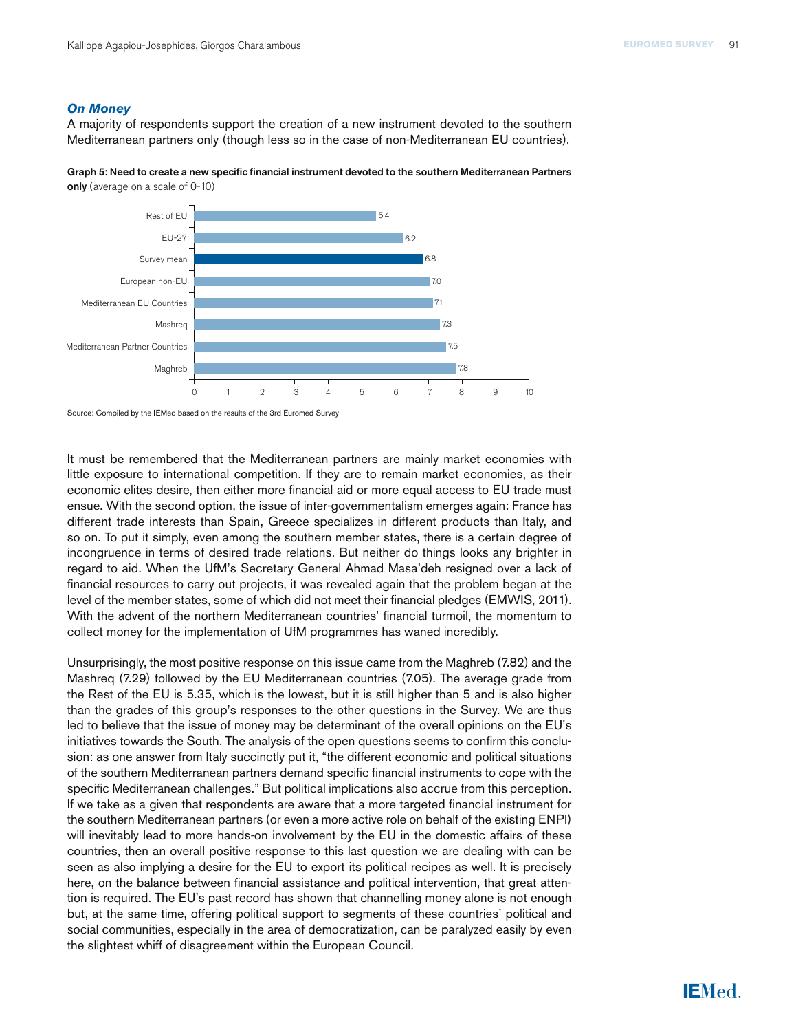### *On Money*

A majority of respondents support the creation of a new instrument devoted to the southern Mediterranean partners only (though less so in the case of non-Mediterranean EU countries).

**Graph 5: Need to create a new specific financial instrument devoted to the southern Mediterranean Partners only** (average on a scale of 0-10)

| | |
|---|---|
| Rest of EU | 5.4 |
| EU-27 | 6.2 |
| Survey mean | 6.8 |
| European non-EU | 7.0 |
| Mediterranean EU Countries | 7.1 |
| Mashreq | 7.3 |
| Mediterranean Partner Countries | 7.5 |
| Maghreb | 7.8 |

Source: Compiled by the IEMed based on the results of the 3rd Euromed Survey

It must be remembered that the Mediterranean partners are mainly market economies with little exposure to international competition. If they are to remain market economies, as their economic elites desire, then either more financial aid or more equal access to EU trade must ensue. With the second option, the issue of inter-governmentalism emerges again: France has different trade interests than Spain, Greece specializes in different products than Italy, and so on. To put it simply, even among the southern member states, there is a certain degree of incongruence in terms of desired trade relations. But neither do things looks any brighter in regard to aid. When the UfM's Secretary General Ahmad Masa'deh resigned over a lack of financial resources to carry out projects, it was revealed again that the problem began at the level of the member states, some of which did not meet their financial pledges (EMWIS, 2011). With the advent of the northern Mediterranean countries' financial turmoil, the momentum to collect money for the implementation of UfM programmes has waned incredibly.

Unsurprisingly, the most positive response on this issue came from the Maghreb (7.82) and the Mashreq (7.29) followed by the EU Mediterranean countries (7.05). The average grade from the Rest of the EU is 5.35, which is the lowest, but it is still higher than 5 and is also higher than the grades of this group's responses to the other questions in the Survey. We are thus led to believe that the issue of money may be determinant of the overall opinions on the EU's initiatives towards the South. The analysis of the open questions seems to confirm this conclusion: as one answer from Italy succinctly put it, "the different economic and political situations of the southern Mediterranean partners demand specific financial instruments to cope with the specific Mediterranean challenges." But political implications also accrue from this perception. If we take as a given that respondents are aware that a more targeted financial instrument for the southern Mediterranean partners (or even a more active role on behalf of the existing ENPI) will inevitably lead to more hands-on involvement by the EU in the domestic affairs of these countries, then an overall positive response to this last question we are dealing with can be seen as also implying a desire for the EU to export its political recipes as well. It is precisely here, on the balance between financial assistance and political intervention, that great attention is required. The EU's past record has shown that channelling money alone is not enough but, at the same time, offering political support to segments of these countries' political and social communities, especially in the area of democratization, can be paralyzed easily by even the slightest whiff of disagreement within the European Council.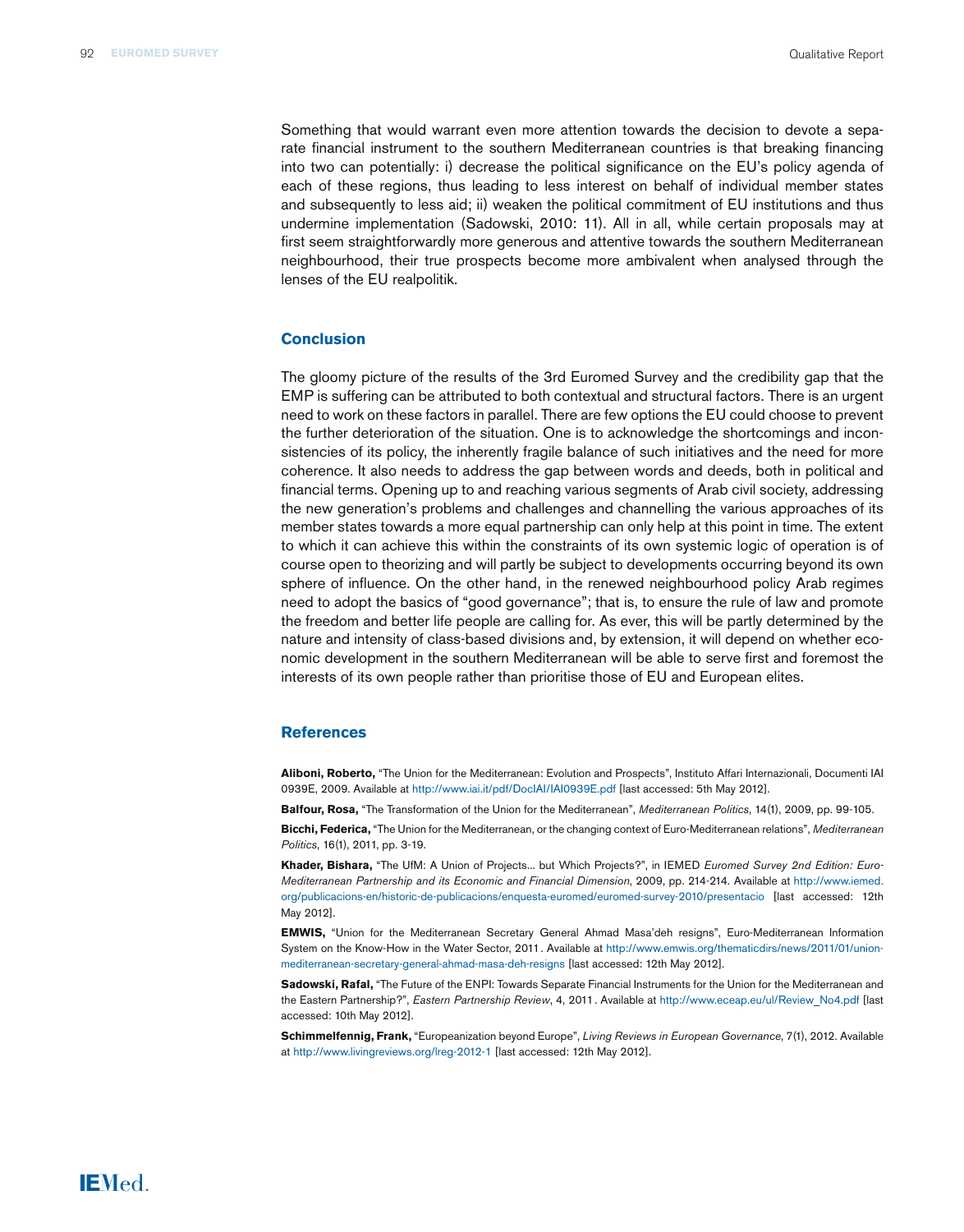Something that would warrant even more attention towards the decision to devote a separate financial instrument to the southern Mediterranean countries is that breaking financing into two can potentially: i) decrease the political significance on the EU's policy agenda of each of these regions, thus leading to less interest on behalf of individual member states and subsequently to less aid; ii) weaken the political commitment of EU institutions and thus undermine implementation (Sadowski, 2010: 11). All in all, while certain proposals may at first seem straightforwardly more generous and attentive towards the southern Mediterranean neighbourhood, their true prospects become more ambivalent when analysed through the lenses of the EU realpolitik.

## Conclusion

The gloomy picture of the results of the 3rd Euromed Survey and the credibility gap that the EMP is suffering can be attributed to both contextual and structural factors. There is an urgent need to work on these factors in parallel. There are few options the EU could choose to prevent the further deterioration of the situation. One is to acknowledge the shortcomings and inconsistencies of its policy, the inherently fragile balance of such initiatives and the need for more coherence. It also needs to address the gap between words and deeds, both in political and financial terms. Opening up to and reaching various segments of Arab civil society, addressing the new generation's problems and challenges and channelling the various approaches of its member states towards a more equal partnership can only help at this point in time. The extent to which it can achieve this within the constraints of its own systemic logic of operation is of course open to theorizing and will partly be subject to developments occurring beyond its own sphere of influence. On the other hand, in the renewed neighbourhood policy Arab regimes need to adopt the basics of "good governance"; that is, to ensure the rule of law and promote the freedom and better life people are calling for. As ever, this will be partly determined by the nature and intensity of class-based divisions and, by extension, it will depend on whether economic development in the southern Mediterranean will be able to serve first and foremost the interests of its own people rather than prioritise those of EU and European elites.

## References

**Aliboni, Roberto,** "The Union for the Mediterranean: Evolution and Prospects", Instituto Affari Internazionali, Documenti IAI 0939E, 2009. Available at http://www.iai.it/pdf/DocIAI/IAI0939E.pdf [last accessed: 5th May 2012].

**Balfour, Rosa,** "The Transformation of the Union for the Mediterranean", *Mediterranean Politics*, 14(1), 2009, pp. 99-105.

**Bicchi, Federica,** "The Union for the Mediterranean, or the changing context of Euro-Mediterranean relations", *Mediterranean Politics*, 16(1), 2011, pp. 3-19.

**Khader, Bishara,** "The UfM: A Union of Projects... but Which Projects?", in IEMED *Euromed Survey 2nd Edition: Euro-Mediterranean Partnership and its Economic and Financial Dimension*, 2009, pp. 214-214. Available at http://www.iemed.org/publicacions-en/historic-de-publicacions/enquesta-euromed/euromed-survey-2010/presentacio [last accessed: 12th May 2012].

**EMWIS,** "Union for the Mediterranean Secretary General Ahmad Masa'deh resigns", Euro-Mediterranean Information System on the Know-How in the Water Sector, 2011. Available at http://www.emwis.org/thematicdirs/news/2011/01/union-mediterranean-secretary-general-ahmad-masa-deh-resigns [last accessed: 12th May 2012].

**Sadowski, Rafal,** "The Future of the ENPI: Towards Separate Financial Instruments for the Union for the Mediterranean and the Eastern Partnership?", *Eastern Partnership Review*, 4, 2011. Available at http://www.eceap.eu/ul/Review_No4.pdf [last accessed: 10th May 2012].

**Schimmelfennig, Frank,** "Europeanization beyond Europe", *Living Reviews in European Governance*, 7(1), 2012. Available at http://www.livingreviews.org/lreg-2012-1 [last accessed: 12th May 2012].